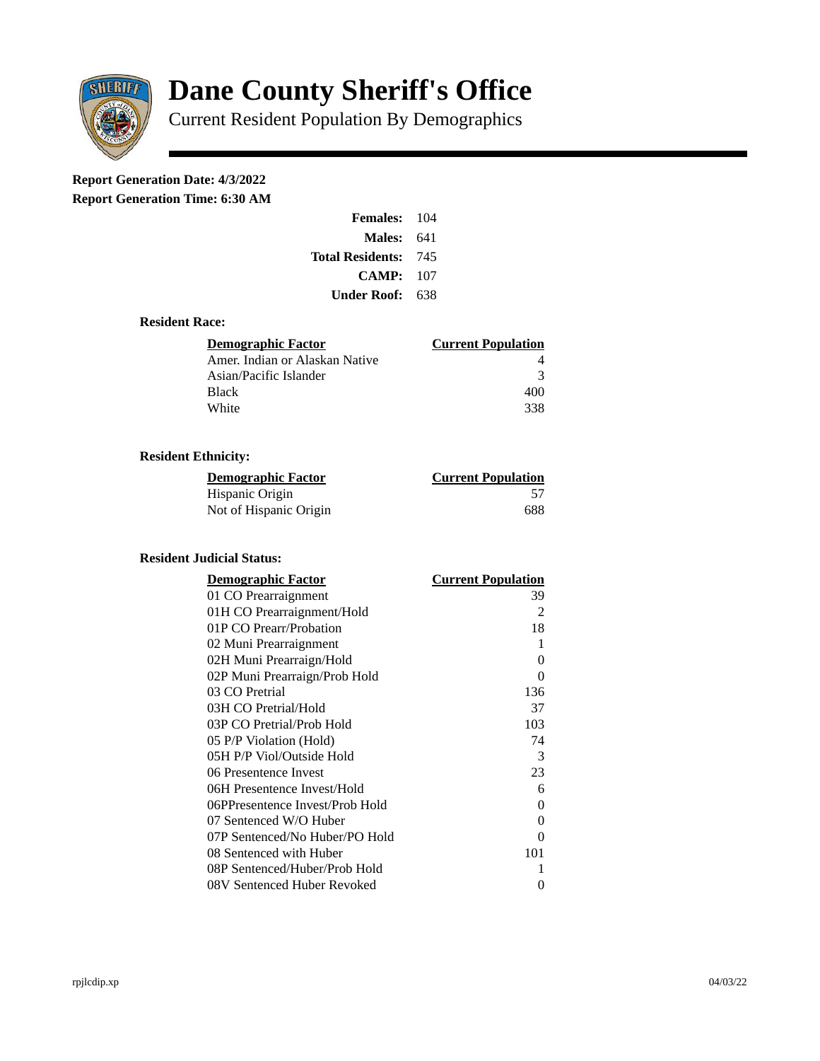# Dane County Sheriff's Office

Current Resident Population By Demographics

**Report Generation Date: 4/3/2022**

**Report Generation Time: 6:30 AM**

| | |
|---|---|
| **Females:** | 104 |
| **Males:** | 641 |
| **Total Residents:** | 745 |
| **CAMP:** | 107 |
| **Under Roof:** | 638 |

### Resident Race:

| Demographic Factor | Current Population |
|---|---|
| Amer. Indian or Alaskan Native | 4 |
| Asian/Pacific Islander | 3 |
| Black | 400 |
| White | 338 |

### Resident Ethnicity:

| Demographic Factor | Current Population |
|---|---|
| Hispanic Origin | 57 |
| Not of Hispanic Origin | 688 |

### Resident Judicial Status:

| Demographic Factor | Current Population |
|---|---|
| 01 CO Prearraignment | 39 |
| 01H CO Prearraignment/Hold | 2 |
| 01P CO Prearr/Probation | 18 |
| 02 Muni Prearraignment | 1 |
| 02H Muni Prearraign/Hold | 0 |
| 02P Muni Prearraign/Prob Hold | 0 |
| 03 CO Pretrial | 136 |
| 03H CO Pretrial/Hold | 37 |
| 03P CO Pretrial/Prob Hold | 103 |
| 05 P/P Violation (Hold) | 74 |
| 05H P/P Viol/Outside Hold | 3 |
| 06 Presentence Invest | 23 |
| 06H Presentence Invest/Hold | 6 |
| 06PPresentence Invest/Prob Hold | 0 |
| 07 Sentenced W/O Huber | 0 |
| 07P Sentenced/No Huber/PO Hold | 0 |
| 08 Sentenced with Huber | 101 |
| 08P Sentenced/Huber/Prob Hold | 1 |
| 08V Sentenced Huber Revoked | 0 |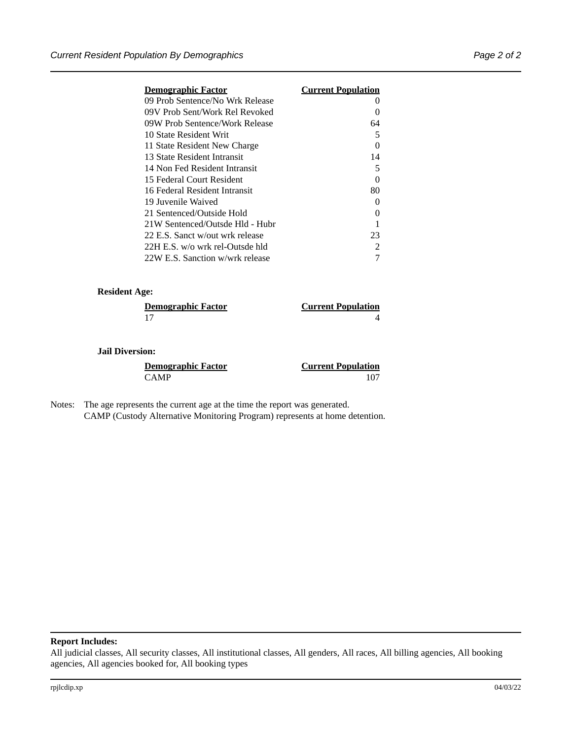| Demographic Factor | Current Population |
|---|---|
| 09 Prob Sentence/No Wrk Release | 0 |
| 09V Prob Sent/Work Rel Revoked | 0 |
| 09W Prob Sentence/Work Release | 64 |
| 10 State Resident Writ | 5 |
| 11 State Resident New Charge | 0 |
| 13 State Resident Intransit | 14 |
| 14 Non Fed Resident Intransit | 5 |
| 15 Federal Court Resident | 0 |
| 16 Federal Resident Intransit | 80 |
| 19 Juvenile Waived | 0 |
| 21 Sentenced/Outside Hold | 0 |
| 21W Sentenced/Outsde Hld - Hubr | 1 |
| 22 E.S. Sanct w/out wrk release | 23 |
| 22H E.S. w/o wrk rel-Outsde hld | 2 |
| 22W E.S. Sanction w/wrk release | 7 |

**Resident Age:**

| Demographic Factor | Current Population |
|---|---|
| 17 | 4 |

**Jail Diversion:**

| Demographic Factor | Current Population |
|---|---|
| CAMP | 107 |

Notes: The age represents the current age at the time the report was generated.
CAMP (Custody Alternative Monitoring Program) represents at home detention.

**Report Includes:**

All judicial classes, All security classes, All institutional classes, All genders, All races, All billing agencies, All booking agencies, All agencies booked for, All booking types

rpjlcdip.xp 04/03/22